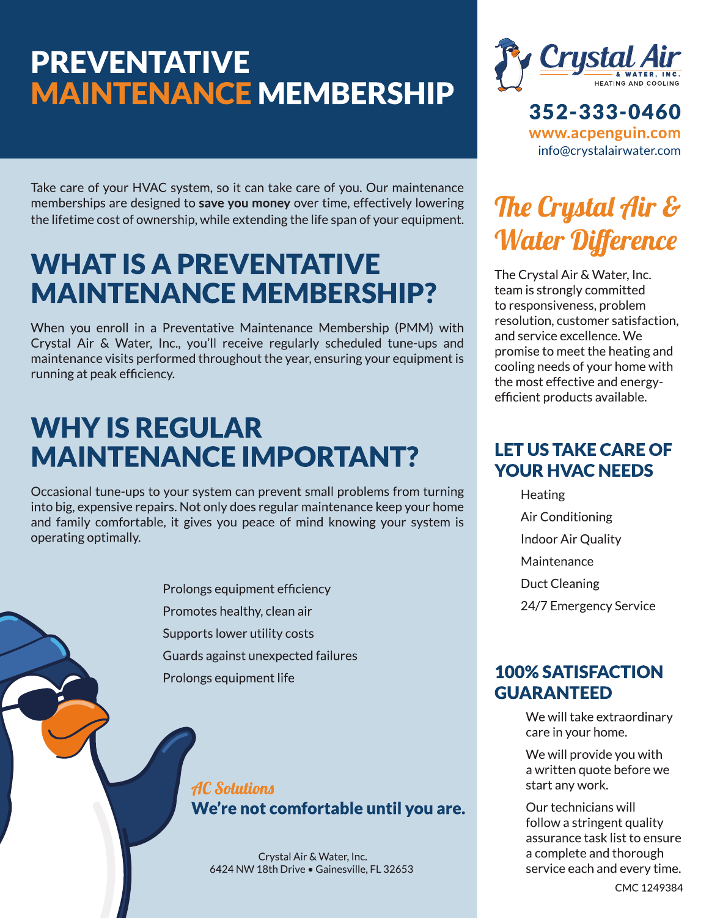# PREVENTATIVE MAINTENANCE MEMBERSHIP

Take care of your HVAC system, so it can take care of you. Our maintenance memberships are designed to **save you money** over time, effectively lowering the lifetime cost of ownership, while extending the life span of your equipment.

## WHAT IS A PREVENTATIVE MAINTENANCE MEMBERSHIP?

When you enroll in a Preventative Maintenance Membership (PMM) with Crystal Air & Water, Inc., you'll receive regularly scheduled tune-ups and maintenance visits performed throughout the year, ensuring your equipment is running at peak efficiency.

## WHY IS REGULAR MAINTENANCE IMPORTANT?

Occasional tune-ups to your system can prevent small problems from turning into big, expensive repairs. Not only does regular maintenance keep your home and family comfortable, it gives you peace of mind knowing your system is operating optimally.

- Prolongs equipment efficiency
- Promotes healthy, clean air
- Supports lower utility costs
- Guards against unexpected failures
- Prolongs equipment life

*AC Solutions*

**We're not comfortable until you are.**

Crystal Air & Water, Inc.
6424 NW 18th Drive • Gainesville, FL 32653

Crystal Air & Water, Inc. — Heating and Cooling

**352-333-0460**
**www.acpenguin.com**
info@crystalairwater.com

## *The Crystal Air & Water Difference*

The Crystal Air & Water, Inc. team is strongly committed to responsiveness, problem resolution, customer satisfaction, and service excellence. We promise to meet the heating and cooling needs of your home with the most effective and energy-efficient products available.

### LET US TAKE CARE OF YOUR HVAC NEEDS

- Heating
- Air Conditioning
- Indoor Air Quality
- Maintenance
- Duct Cleaning
- 24/7 Emergency Service

### 100% SATISFACTION GUARANTEED

- We will take extraordinary care in your home.
- We will provide you with a written quote before we start any work.
- Our technicians will follow a stringent quality assurance task list to ensure a complete and thorough service each and every time.

CMC 1249384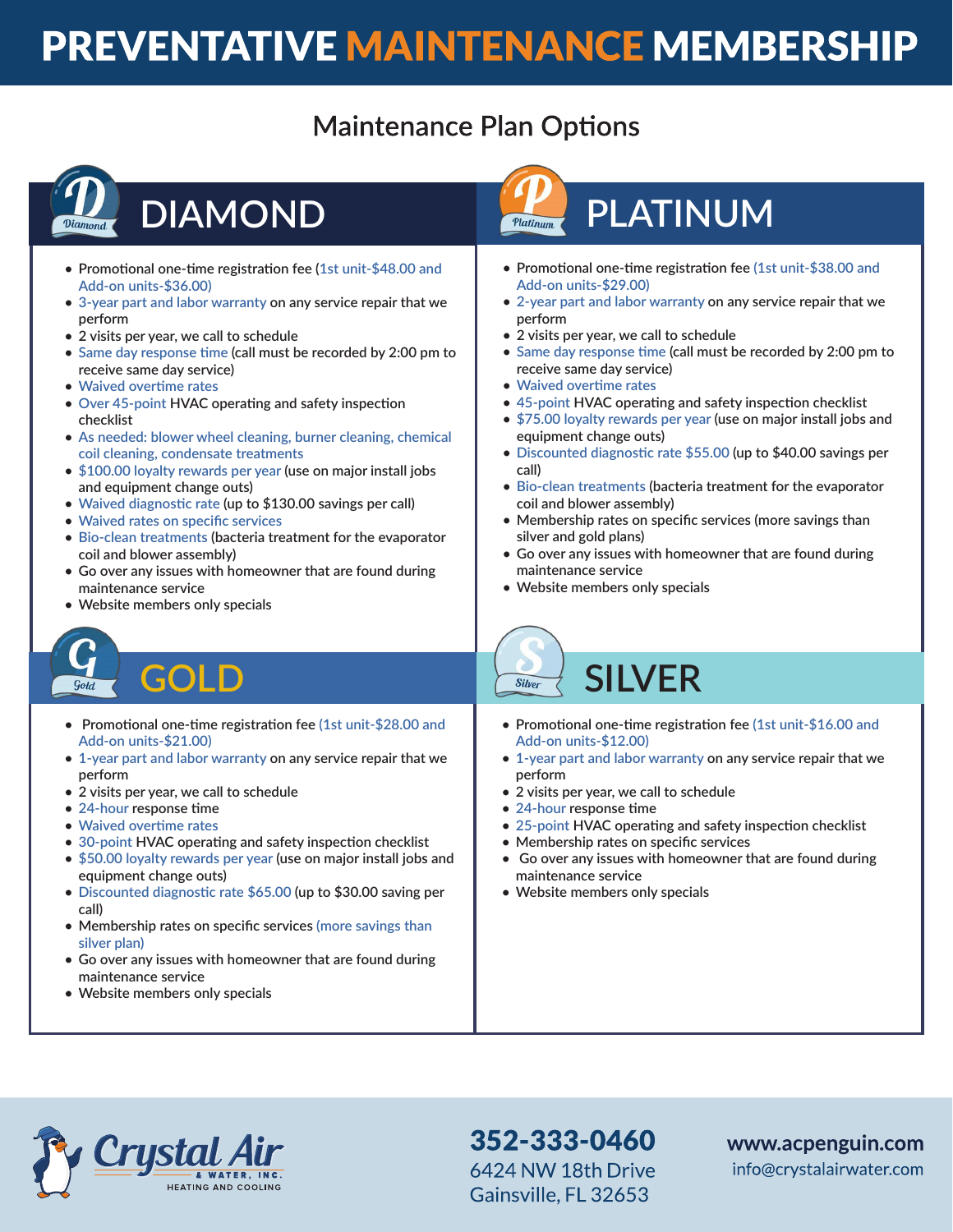# PREVENTATIVE MAINTENANCE MEMBERSHIP

## Maintenance Plan Options

### DIAMOND

- Promotional one-time registration fee (1st unit-$48.00 and Add-on units-$36.00)
- 3-year part and labor warranty on any service repair that we perform
- 2 visits per year, we call to schedule
- Same day response time (call must be recorded by 2:00 pm to receive same day service)
- Waived overtime rates
- Over 45-point HVAC operating and safety inspection checklist
- As needed: blower wheel cleaning, burner cleaning, chemical coil cleaning, condensate treatments
- $100.00 loyalty rewards per year (use on major install jobs and equipment change outs)
- Waived diagnostic rate (up to $130.00 savings per call)
- Waived rates on specific services
- Bio-clean treatments (bacteria treatment for the evaporator coil and blower assembly)
- Go over any issues with homeowner that are found during maintenance service
- Website members only specials

### PLATINUM

- Promotional one-time registration fee (1st unit-$38.00 and Add-on units-$29.00)
- 2-year part and labor warranty on any service repair that we perform
- 2 visits per year, we call to schedule
- Same day response time (call must be recorded by 2:00 pm to receive same day service)
- Waived overtime rates
- 45-point HVAC operating and safety inspection checklist
- $75.00 loyalty rewards per year (use on major install jobs and equipment change outs)
- Discounted diagnostic rate $55.00 (up to $40.00 savings per call)
- Bio-clean treatments (bacteria treatment for the evaporator coil and blower assembly)
- Membership rates on specific services (more savings than silver and gold plans)
- Go over any issues with homeowner that are found during maintenance service
- Website members only specials

### GOLD

- Promotional one-time registration fee (1st unit-$28.00 and Add-on units-$21.00)
- 1-year part and labor warranty on any service repair that we perform
- 2 visits per year, we call to schedule
- 24-hour response time
- Waived overtime rates
- 30-point HVAC operating and safety inspection checklist
- $50.00 loyalty rewards per year (use on major install jobs and equipment change outs)
- Discounted diagnostic rate $65.00 (up to $30.00 saving per call)
- Membership rates on specific services (more savings than silver plan)
- Go over any issues with homeowner that are found during maintenance service
- Website members only specials

### SILVER

- Promotional one-time registration fee (1st unit-$16.00 and Add-on units-$12.00)
- 1-year part and labor warranty on any service repair that we perform
- 2 visits per year, we call to schedule
- 24-hour response time
- 25-point HVAC operating and safety inspection checklist
- Membership rates on specific services
- Go over any issues with homeowner that are found during maintenance service
- Website members only specials

Crystal Air & Water, Inc. Heating and Cooling

352-333-0460
6424 NW 18th Drive
Gainsville, FL 32653

www.acpenguin.com
info@crystalairwater.com